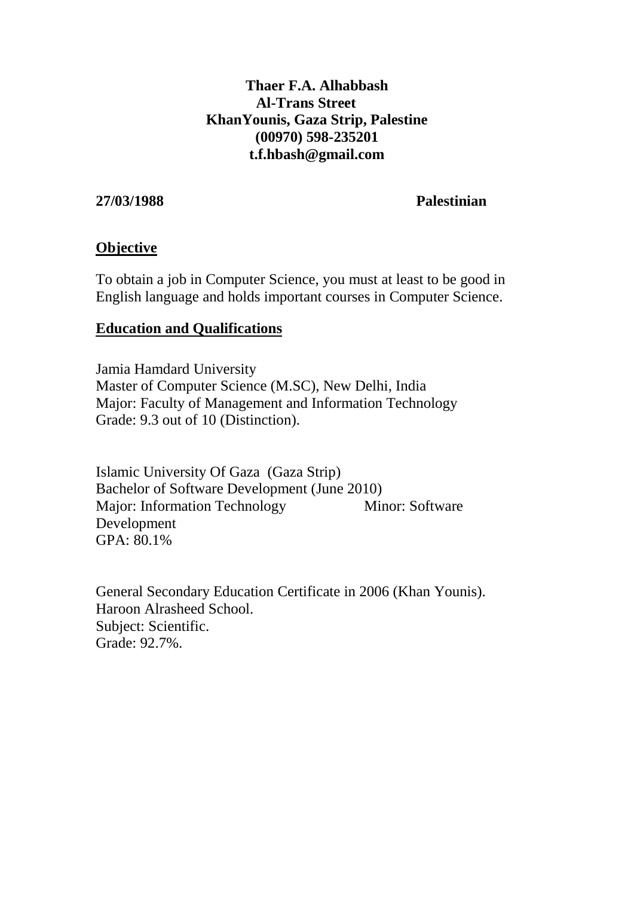**Thaer F.A. Alhabbash**
**Al-Trans Street**
**KhanYounis, Gaza Strip, Palestine**
**(00970) 598-235201**
**t.f.hbash@gmail.com**

**27/03/1988** **Palestinian**

## Objective

To obtain a job in Computer Science, you must at least to be good in English language and holds important courses in Computer Science.

## Education and Qualifications

Jamia Hamdard University
Master of Computer Science (M.SC), New Delhi, India
Major: Faculty of Management and Information Technology
Grade: 9.3 out of 10 (Distinction).

Islamic University Of Gaza (Gaza Strip)
Bachelor of Software Development (June 2010)
Major: Information Technology Minor: Software Development
GPA: 80.1%

General Secondary Education Certificate in 2006 (Khan Younis).
Haroon Alrasheed School.
Subject: Scientific.
Grade: 92.7%.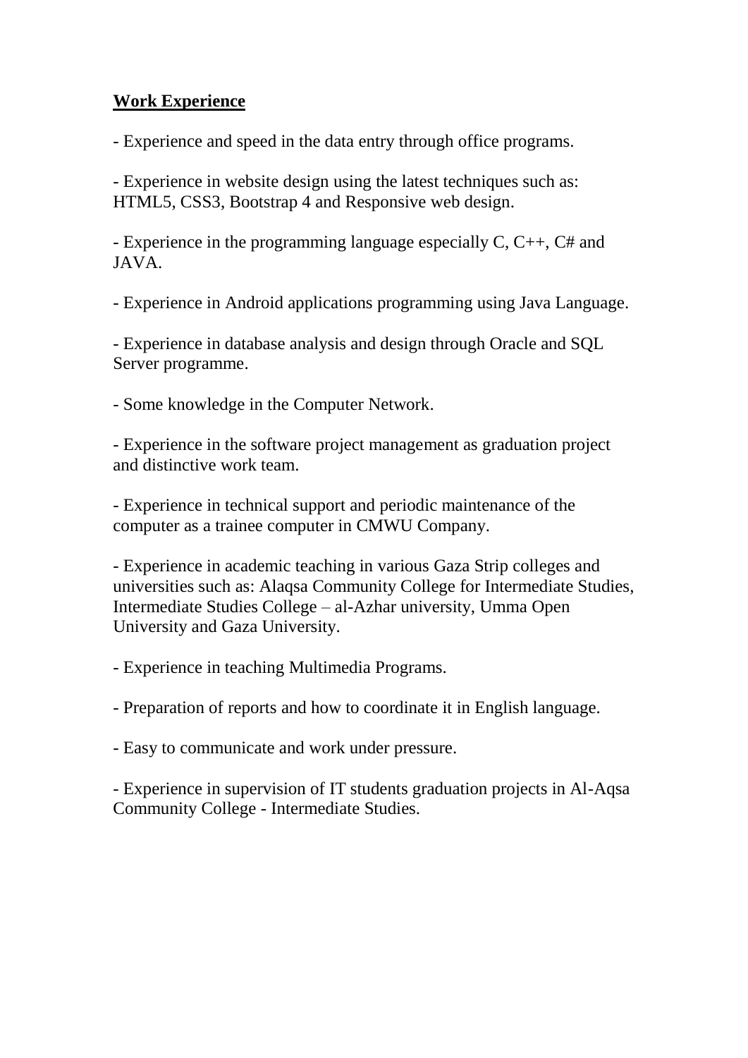## **Work Experience**

- Experience and speed in the data entry through office programs.

- Experience in website design using the latest techniques such as: HTML5, CSS3, Bootstrap 4 and Responsive web design.

- Experience in the programming language especially C, C++, C# and JAVA.

- Experience in Android applications programming using Java Language.

- Experience in database analysis and design through Oracle and SQL Server programme.

- Some knowledge in the Computer Network.

- Experience in the software project management as graduation project and distinctive work team.

- Experience in technical support and periodic maintenance of the computer as a trainee computer in CMWU Company.

- Experience in academic teaching in various Gaza Strip colleges and universities such as: Alaqsa Community College for Intermediate Studies, Intermediate Studies College – al-Azhar university, Umma Open University and Gaza University.

- Experience in teaching Multimedia Programs.

- Preparation of reports and how to coordinate it in English language.

- Easy to communicate and work under pressure.

- Experience in supervision of IT students graduation projects in Al-Aqsa Community College - Intermediate Studies.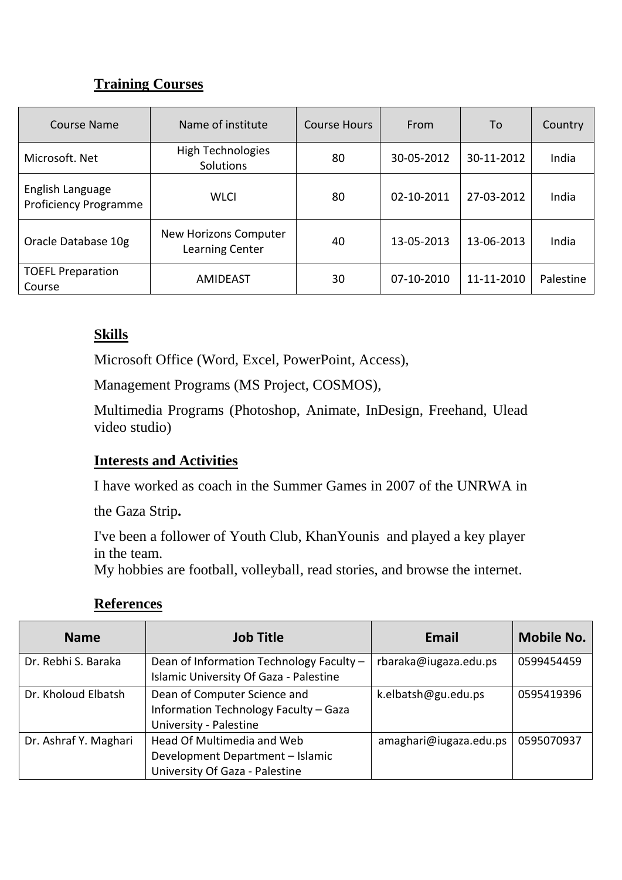## Training Courses

| Course Name | Name of institute | Course Hours | From | To | Country |
|---|---|---|---|---|---|
| Microsoft. Net | High Technologies Solutions | 80 | 30-05-2012 | 30-11-2012 | India |
| English Language Proficiency Programme | WLCI | 80 | 02-10-2011 | 27-03-2012 | India |
| Oracle Database 10g | New Horizons Computer Learning Center | 40 | 13-05-2013 | 13-06-2013 | India |
| TOEFL Preparation Course | AMIDEAST | 30 | 07-10-2010 | 11-11-2010 | Palestine |

## Skills

Microsoft Office (Word, Excel, PowerPoint, Access),

Management Programs (MS Project, COSMOS),

Multimedia Programs (Photoshop, Animate, InDesign, Freehand, Ulead video studio)

## Interests and Activities

I have worked as coach in the Summer Games in 2007 of the UNRWA in the Gaza Strip**.**

I've been a follower of Youth Club, KhanYounis and played a key player in the team.
My hobbies are football, volleyball, read stories, and browse the internet.

## References

| Name | Job Title | Email | Mobile No. |
|---|---|---|---|
| Dr. Rebhi S. Baraka | Dean of Information Technology Faculty – Islamic University Of Gaza - Palestine | rbaraka@iugaza.edu.ps | 0599454459 |
| Dr. Kholoud Elbatsh | Dean of Computer Science and Information Technology Faculty – Gaza University - Palestine | k.elbatsh@gu.edu.ps | 0595419396 |
| Dr. Ashraf Y. Maghari | Head Of Multimedia and Web Development Department – Islamic University Of Gaza - Palestine | amaghari@iugaza.edu.ps | 0595070937 |